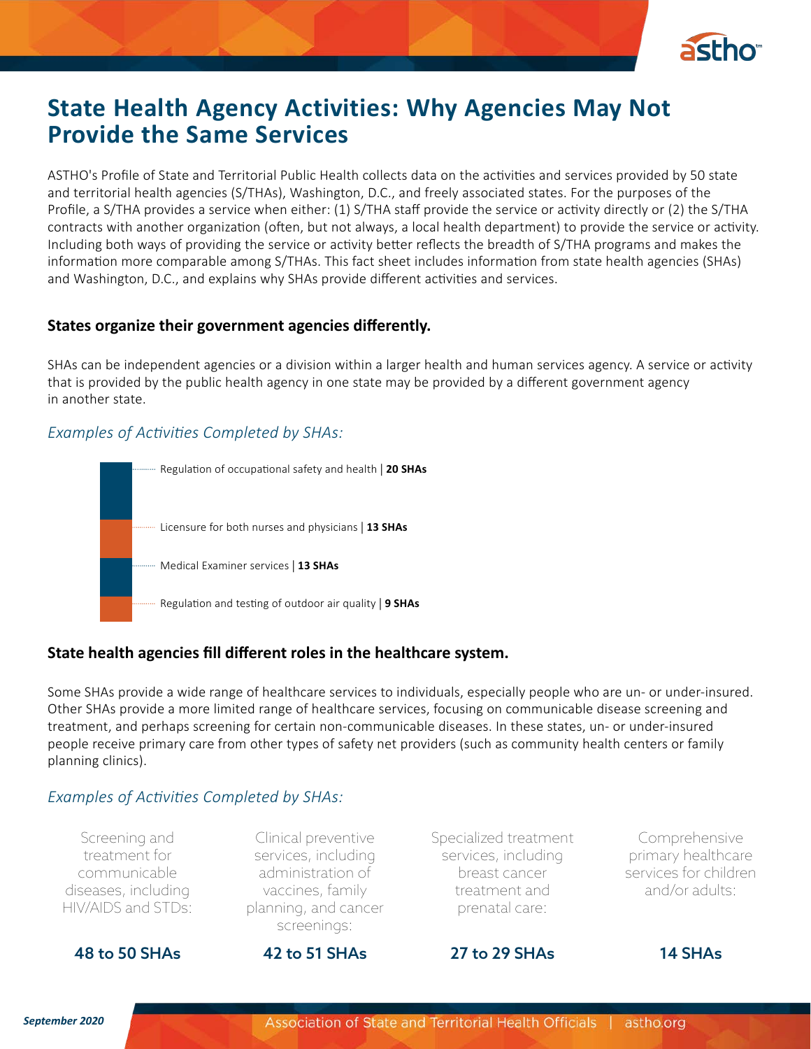# State Health Agency Activities: Why Agencies May Not Provide the Same Services

ASTHO's Profile of State and Territorial Public Health collects data on the activities and services provided by 50 state and territorial health agencies (S/THAs), Washington, D.C., and freely associated states. For the purposes of the Profile, a S/THA provides a service when either: (1) S/THA staff provide the service or activity directly or (2) the S/THA contracts with another organization (often, but not always, a local health department) to provide the service or activity. Including both ways of providing the service or activity better reflects the breadth of S/THA programs and makes the information more comparable among S/THAs. This fact sheet includes information from state health agencies (SHAs) and Washington, D.C., and explains why SHAs provide different activities and services.

## States organize their government agencies differently.

SHAs can be independent agencies or a division within a larger health and human services agency. A service or activity that is provided by the public health agency in one state may be provided by a different government agency in another state.

*Examples of Activities Completed by SHAs:*

- Regulation of occupational safety and health | **20 SHAs**
- Licensure for both nurses and physicians | **13 SHAs**
- Medical Examiner services | **13 SHAs**
- Regulation and testing of outdoor air quality | **9 SHAs**

## State health agencies fill different roles in the healthcare system.

Some SHAs provide a wide range of healthcare services to individuals, especially people who are un- or under-insured. Other SHAs provide a more limited range of healthcare services, focusing on communicable disease screening and treatment, and perhaps screening for certain non-communicable diseases. In these states, un- or under-insured people receive primary care from other types of safety net providers (such as community health centers or family planning clinics).

*Examples of Activities Completed by SHAs:*

- Screening and treatment for communicable diseases, including HIV/AIDS and STDs: **48 to 50 SHAs**
- Clinical preventive services, including administration of vaccines, family planning, and cancer screenings: **42 to 51 SHAs**
- Specialized treatment services, including breast cancer treatment and prenatal care: **27 to 29 SHAs**
- Comprehensive primary healthcare services for children and/or adults: **14 SHAs**

*September 2020*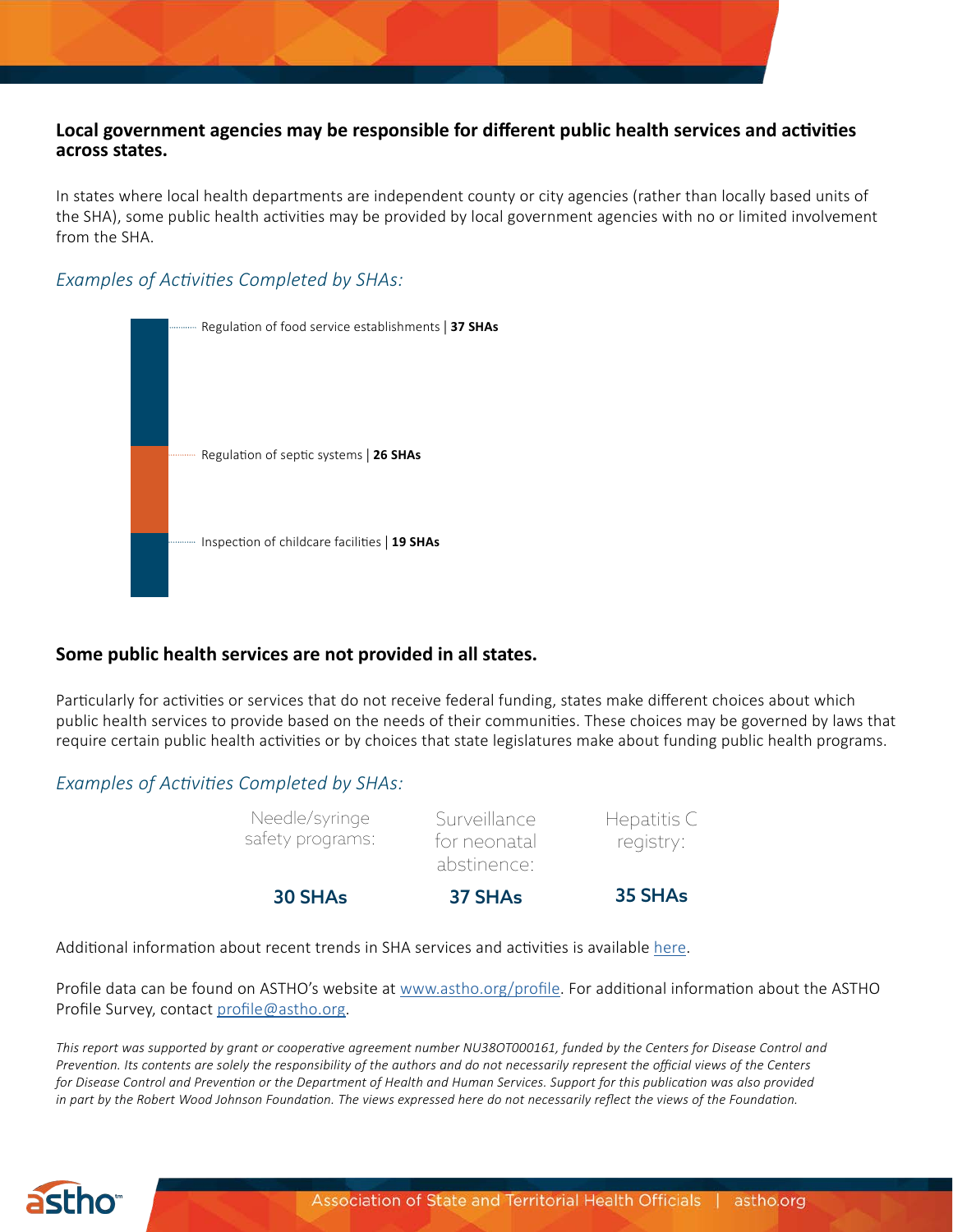**Local government agencies may be responsible for different public health services and activities across states.**

In states where local health departments are independent county or city agencies (rather than locally based units of the SHA), some public health activities may be provided by local government agencies with no or limited involvement from the SHA.

*Examples of Activities Completed by SHAs:*

Regulation of food service establishments | **37 SHAs**

Regulation of septic systems | **26 SHAs**

Inspection of childcare facilities | **19 SHAs**

**Some public health services are not provided in all states.**

Particularly for activities or services that do not receive federal funding, states make different choices about which public health services to provide based on the needs of their communities. These choices may be governed by laws that require certain public health activities or by choices that state legislatures make about funding public health programs.

*Examples of Activities Completed by SHAs:*

Needle/syringe safety programs: **30 SHAs**

Surveillance for neonatal abstinence: **37 SHAs**

Hepatitis C registry: **35 SHAs**

Additional information about recent trends in SHA services and activities is available [here]().

Profile data can be found on ASTHO's website at [www.astho.org/profile](www.astho.org/profile). For additional information about the ASTHO Profile Survey, contact [profile@astho.org](mailto:profile@astho.org).

*This report was supported by grant or cooperative agreement number NU38OT000161, funded by the Centers for Disease Control and Prevention. Its contents are solely the responsibility of the authors and do not necessarily represent the official views of the Centers for Disease Control and Prevention or the Department of Health and Human Services. Support for this publication was also provided in part by the Robert Wood Johnson Foundation. The views expressed here do not necessarily reflect the views of the Foundation.*